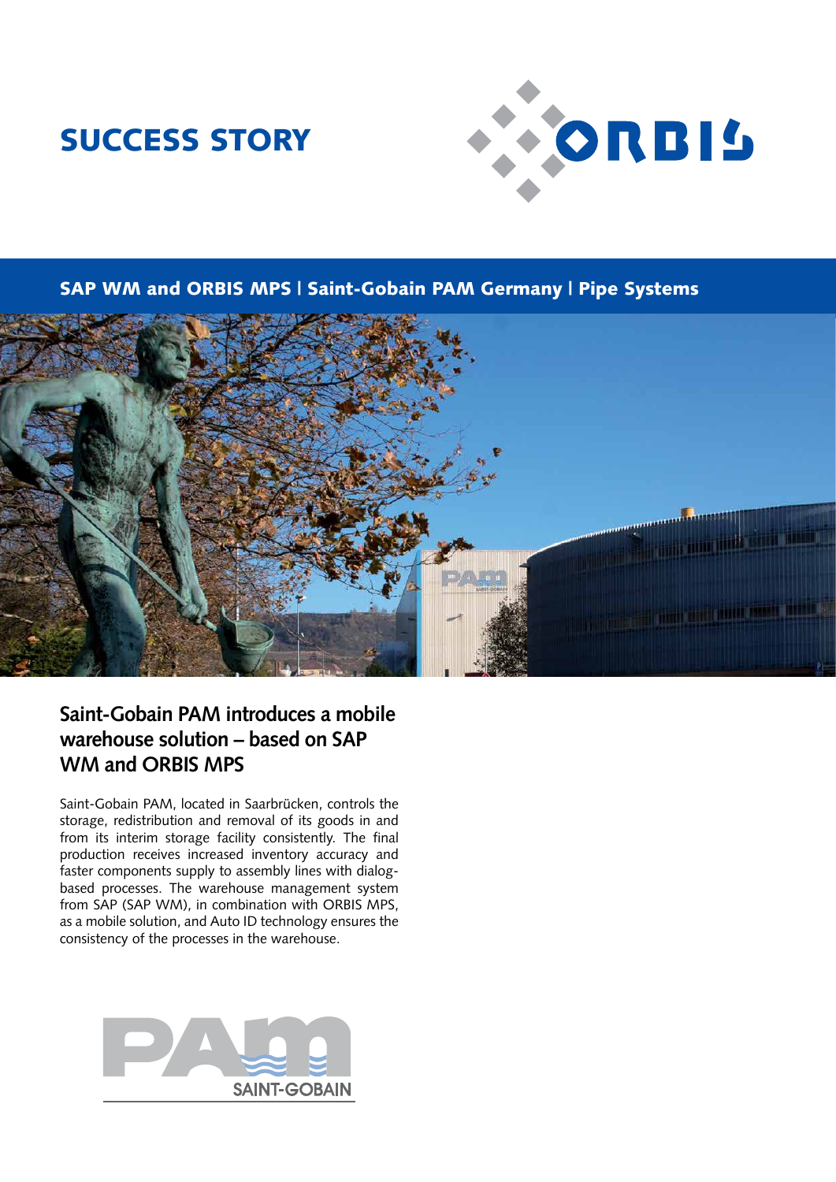# SUCCESS STORY

SAP WM and ORBIS MPS | Saint-Gobain PAM Germany | Pipe Systems

## Saint-Gobain PAM introduces a mobile warehouse solution – based on SAP WM and ORBIS MPS

Saint-Gobain PAM, located in Saarbrücken, controls the storage, redistribution and removal of its goods in and from its interim storage facility consistently. The final production receives increased inventory accuracy and faster components supply to assembly lines with dialog-based processes. The warehouse management system from SAP (SAP WM), in combination with ORBIS MPS, as a mobile solution, and Auto ID technology ensures the consistency of the processes in the warehouse.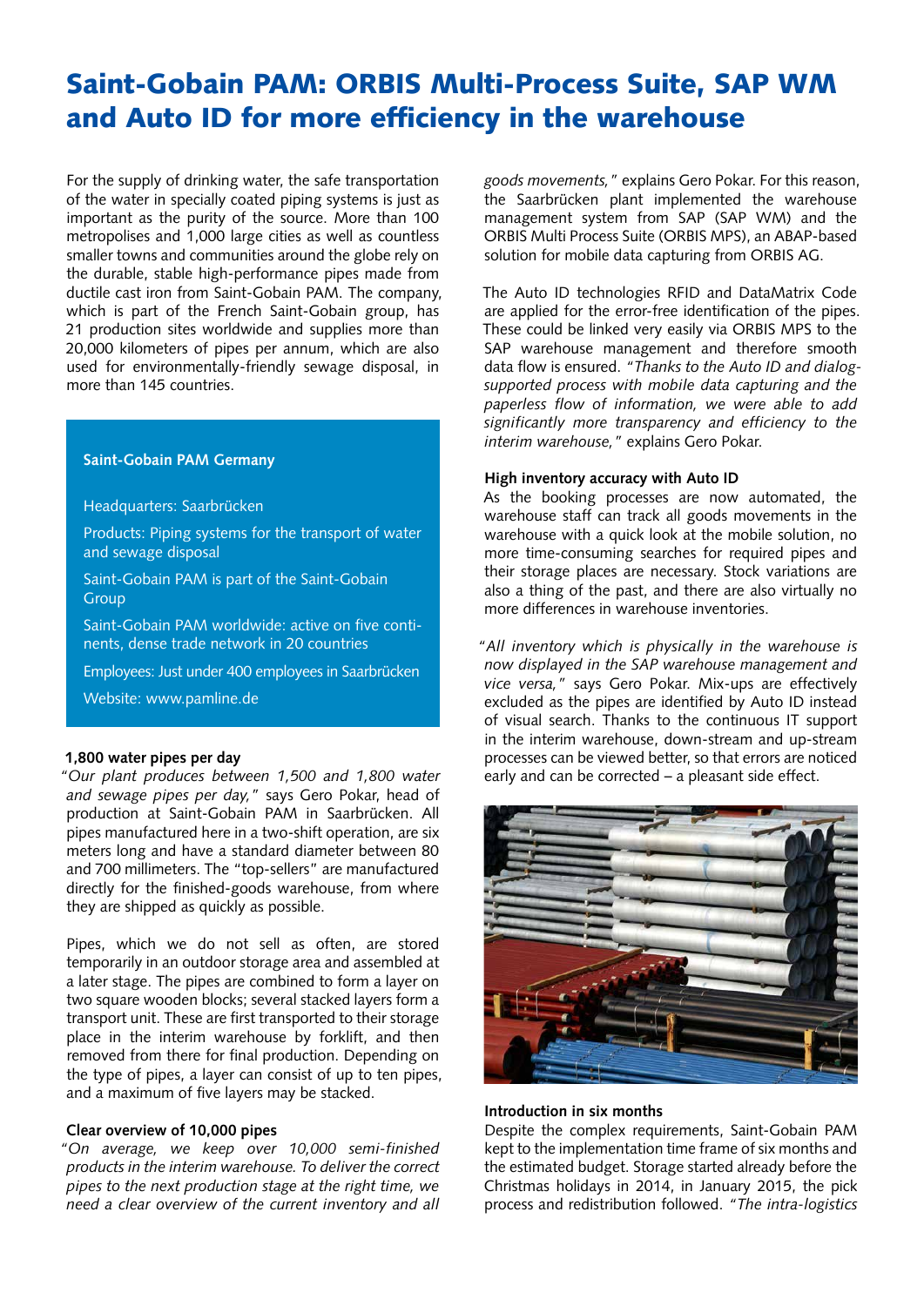# Saint-Gobain PAM: ORBIS Multi-Process Suite, SAP WM and Auto ID for more efficiency in the warehouse

For the supply of drinking water, the safe transportation of the water in specially coated piping systems is just as important as the purity of the source. More than 100 metropolises and 1,000 large cities as well as countless smaller towns and communities around the globe rely on the durable, stable high-performance pipes made from ductile cast iron from Saint-Gobain PAM. The company, which is part of the French Saint-Gobain group, has 21 production sites worldwide and supplies more than 20,000 kilometers of pipes per annum, which are also used for environmentally-friendly sewage disposal, in more than 145 countries.

**Saint-Gobain PAM Germany**

Headquarters: Saarbrücken

Products: Piping systems for the transport of water and sewage disposal

Saint-Gobain PAM is part of the Saint-Gobain Group

Saint-Gobain PAM worldwide: active on five continents, dense trade network in 20 countries

Employees: Just under 400 employees in Saarbrücken

Website: www.pamline.de

### 1,800 water pipes per day

"*Our plant produces between 1,500 and 1,800 water and sewage pipes per day,*" says Gero Pokar, head of production at Saint-Gobain PAM in Saarbrücken. All pipes manufactured here in a two-shift operation, are six meters long and have a standard diameter between 80 and 700 millimeters. The "top-sellers" are manufactured directly for the finished-goods warehouse, from where they are shipped as quickly as possible.

Pipes, which we do not sell as often, are stored temporarily in an outdoor storage area and assembled at a later stage. The pipes are combined to form a layer on two square wooden blocks; several stacked layers form a transport unit. These are first transported to their storage place in the interim warehouse by forklift, and then removed from there for final production. Depending on the type of pipes, a layer can consist of up to ten pipes, and a maximum of five layers may be stacked.

### Clear overview of 10,000 pipes

"*On average, we keep over 10,000 semi-finished products in the interim warehouse. To deliver the correct pipes to the next production stage at the right time, we need a clear overview of the current inventory and all goods movements,*" explains Gero Pokar. For this reason, the Saarbrücken plant implemented the warehouse management system from SAP (SAP WM) and the ORBIS Multi Process Suite (ORBIS MPS), an ABAP-based solution for mobile data capturing from ORBIS AG.

The Auto ID technologies RFID and DataMatrix Code are applied for the error-free identification of the pipes. These could be linked very easily via ORBIS MPS to the SAP warehouse management and therefore smooth data flow is ensured. "*Thanks to the Auto ID and dialog-supported process with mobile data capturing and the paperless flow of information, we were able to add significantly more transparency and efficiency to the interim warehouse,*" explains Gero Pokar.

### High inventory accuracy with Auto ID

As the booking processes are now automated, the warehouse staff can track all goods movements in the warehouse with a quick look at the mobile solution, no more time-consuming searches for required pipes and their storage places are necessary. Stock variations are also a thing of the past, and there are also virtually no more differences in warehouse inventories.

"*All inventory which is physically in the warehouse is now displayed in the SAP warehouse management and vice versa,*" says Gero Pokar. Mix-ups are effectively excluded as the pipes are identified by Auto ID instead of visual search. Thanks to the continuous IT support in the interim warehouse, down-stream and up-stream processes can be viewed better, so that errors are noticed early and can be corrected – a pleasant side effect.

### Introduction in six months

Despite the complex requirements, Saint-Gobain PAM kept to the implementation time frame of six months and the estimated budget. Storage started already before the Christmas holidays in 2014, in January 2015, the pick process and redistribution followed. "*The intra-logistics*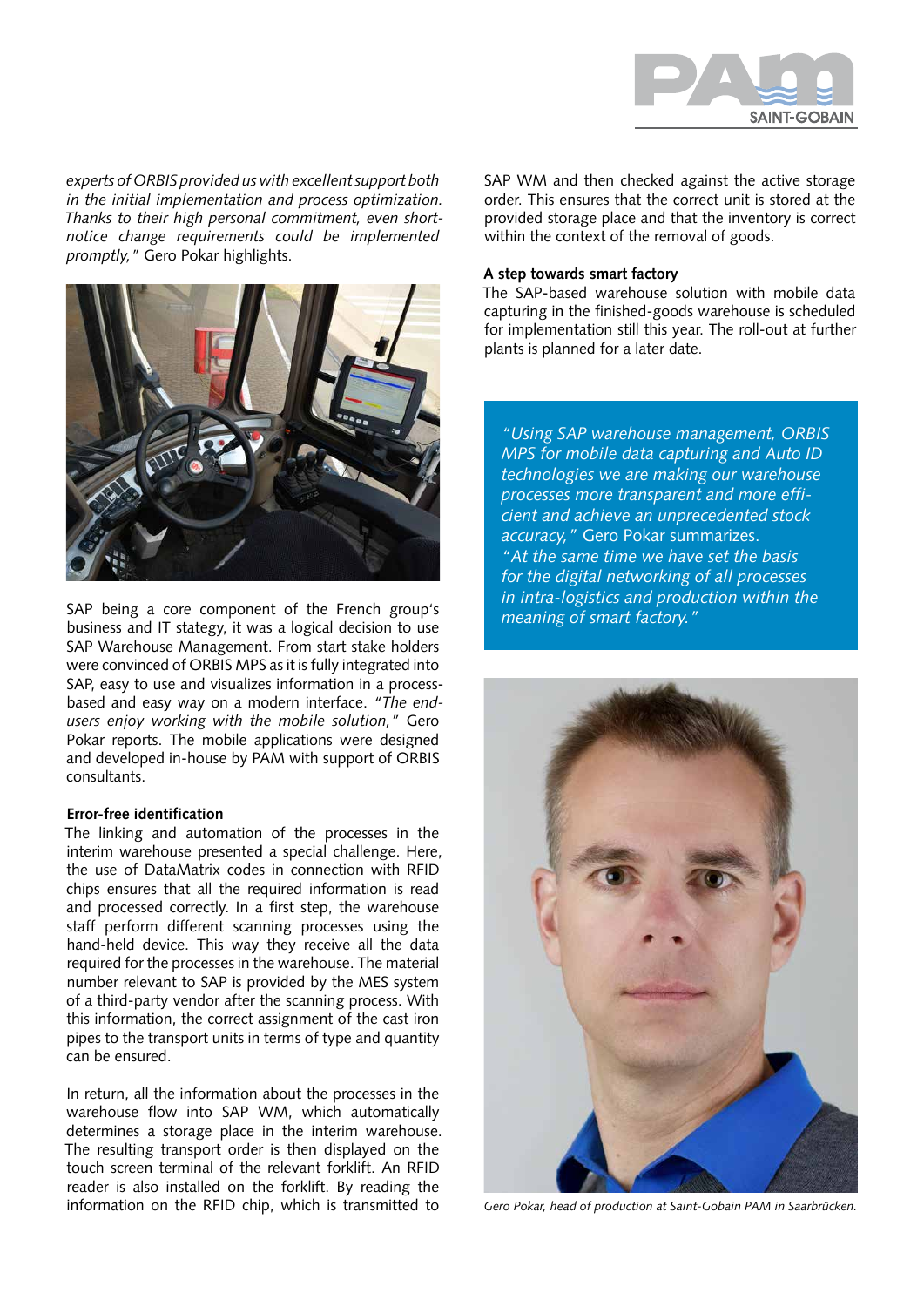*experts of ORBIS provided us with excellent support both in the initial implementation and process optimization. Thanks to their high personal commitment, even short-notice change requirements could be implemented promptly,"* Gero Pokar highlights.

SAP being a core component of the French group's business and IT stategy, it was a logical decision to use SAP Warehouse Management. From start stake holders were convinced of ORBIS MPS as it is fully integrated into SAP, easy to use and visualizes information in a process-based and easy way on a modern interface. *"The end-users enjoy working with the mobile solution,"* Gero Pokar reports. The mobile applications were designed and developed in-house by PAM with support of ORBIS consultants.

**Error-free identification**

The linking and automation of the processes in the interim warehouse presented a special challenge. Here, the use of DataMatrix codes in connection with RFID chips ensures that all the required information is read and processed correctly. In a first step, the warehouse staff perform different scanning processes using the hand-held device. This way they receive all the data required for the processes in the warehouse. The material number relevant to SAP is provided by the MES system of a third-party vendor after the scanning process. With this information, the correct assignment of the cast iron pipes to the transport units in terms of type and quantity can be ensured.

In return, all the information about the processes in the warehouse flow into SAP WM, which automatically determines a storage place in the interim warehouse. The resulting transport order is then displayed on the touch screen terminal of the relevant forklift. An RFID reader is also installed on the forklift. By reading the information on the RFID chip, which is transmitted to SAP WM and then checked against the active storage order. This ensures that the correct unit is stored at the provided storage place and that the inventory is correct within the context of the removal of goods.

**A step towards smart factory**

The SAP-based warehouse solution with mobile data capturing in the finished-goods warehouse is scheduled for implementation still this year. The roll-out at further plants is planned for a later date.

*"Using SAP warehouse management, ORBIS MPS for mobile data capturing and Auto ID technologies we are making our warehouse processes more transparent and more efficient and achieve an unprecedented stock accuracy,"* Gero Pokar summarizes. *"At the same time we have set the basis for the digital networking of all processes in intra-logistics and production within the meaning of smart factory."*

*Gero Pokar, head of production at Saint-Gobain PAM in Saarbrücken.*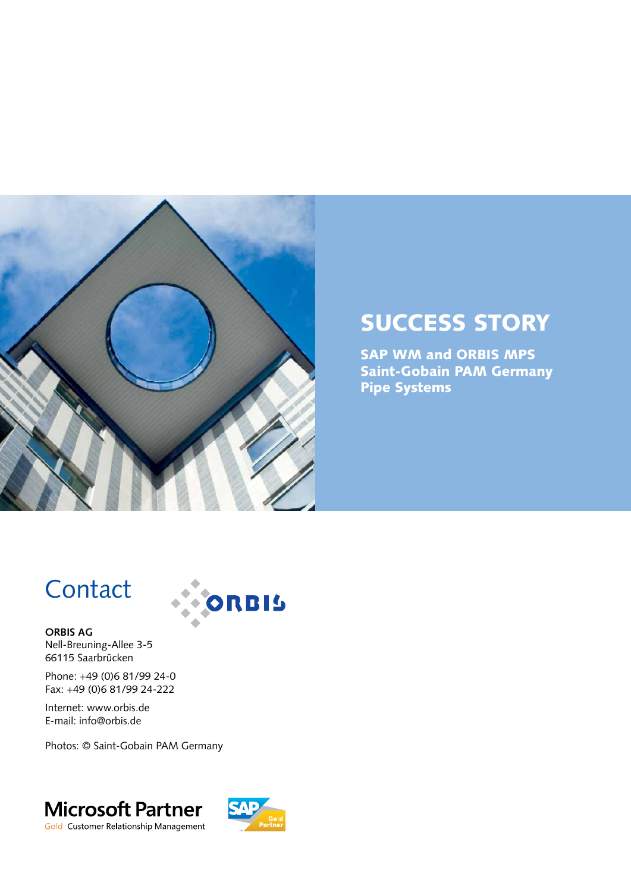# SUCCESS STORY

**SAP WM and ORBIS MPS**
**Saint-Gobain PAM Germany**
**Pipe Systems**

## Contact

**ORBIS AG**
Nell-Breuning-Allee 3-5
66115 Saarbrücken

Phone: +49 (0)6 81/99 24-0
Fax: +49 (0)6 81/99 24-222

Internet: www.orbis.de
E-mail: info@orbis.de

Photos: © Saint-Gobain PAM Germany

Microsoft Partner
Gold Customer Relationship Management

SAP Gold Partner